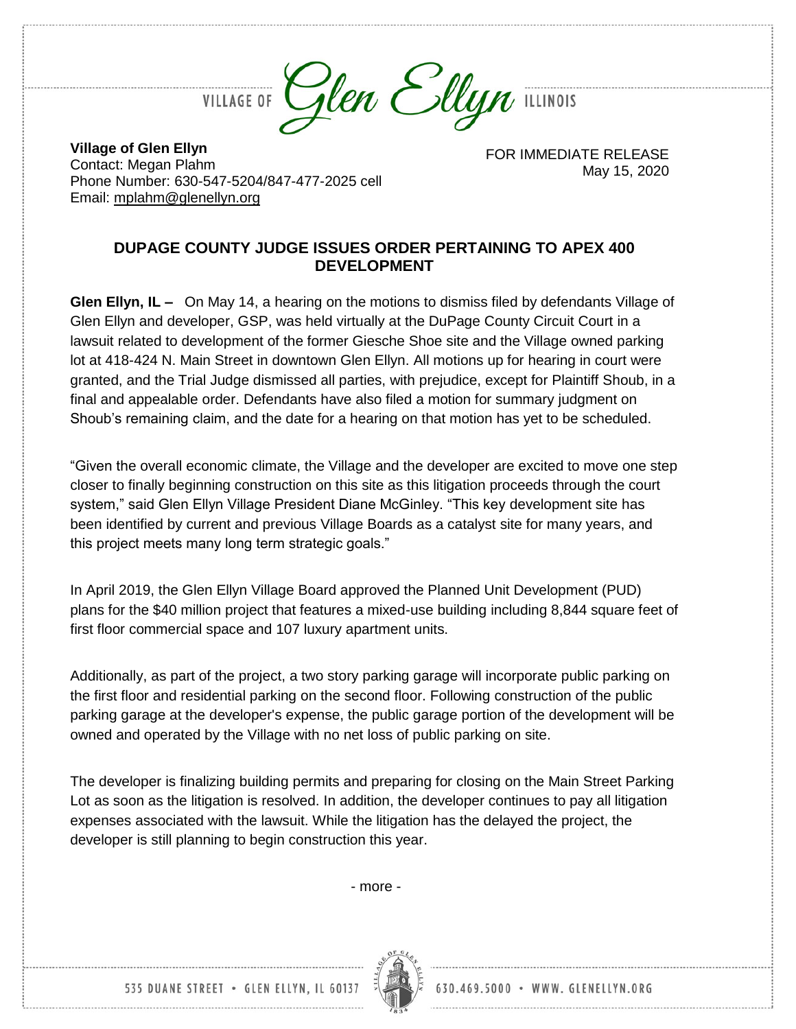VILLAGE OF *Glen Ellyn* ILLINOIS

**Village of Glen Ellyn**
Contact: Megan Plahm
Phone Number: 630-547-5204/847-477-2025 cell
Email: mplahm@glenellyn.org

FOR IMMEDIATE RELEASE
May 15, 2020

## DUPAGE COUNTY JUDGE ISSUES ORDER PERTAINING TO APEX 400 DEVELOPMENT

**Glen Ellyn, IL –** On May 14, a hearing on the motions to dismiss filed by defendants Village of Glen Ellyn and developer, GSP, was held virtually at the DuPage County Circuit Court in a lawsuit related to development of the former Giesche Shoe site and the Village owned parking lot at 418-424 N. Main Street in downtown Glen Ellyn. All motions up for hearing in court were granted, and the Trial Judge dismissed all parties, with prejudice, except for Plaintiff Shoub, in a final and appealable order. Defendants have also filed a motion for summary judgment on Shoub's remaining claim, and the date for a hearing on that motion has yet to be scheduled.

"Given the overall economic climate, the Village and the developer are excited to move one step closer to finally beginning construction on this site as this litigation proceeds through the court system," said Glen Ellyn Village President Diane McGinley. "This key development site has been identified by current and previous Village Boards as a catalyst site for many years, and this project meets many long term strategic goals."

In April 2019, the Glen Ellyn Village Board approved the Planned Unit Development (PUD) plans for the $40 million project that features a mixed-use building including 8,844 square feet of first floor commercial space and 107 luxury apartment units.

Additionally, as part of the project, a two story parking garage will incorporate public parking on the first floor and residential parking on the second floor. Following construction of the public parking garage at the developer's expense, the public garage portion of the development will be owned and operated by the Village with no net loss of public parking on site.

The developer is finalizing building permits and preparing for closing on the Main Street Parking Lot as soon as the litigation is resolved. In addition, the developer continues to pay all litigation expenses associated with the lawsuit. While the litigation has the delayed the project, the developer is still planning to begin construction this year.

- more -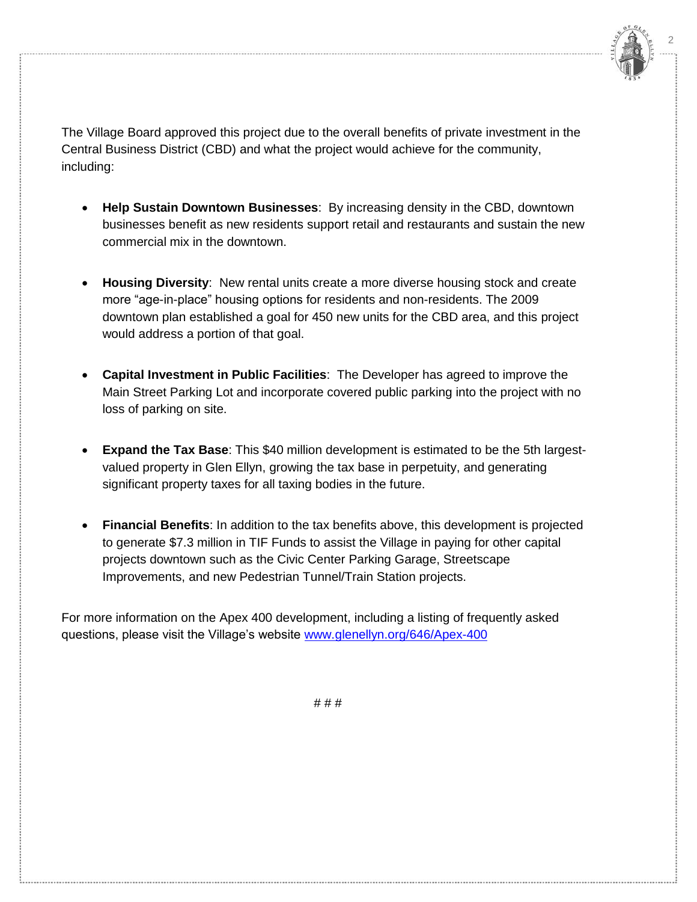The Village Board approved this project due to the overall benefits of private investment in the Central Business District (CBD) and what the project would achieve for the community, including:

- **Help Sustain Downtown Businesses**: By increasing density in the CBD, downtown businesses benefit as new residents support retail and restaurants and sustain the new commercial mix in the downtown.

- **Housing Diversity**: New rental units create a more diverse housing stock and create more "age-in-place" housing options for residents and non-residents. The 2009 downtown plan established a goal for 450 new units for the CBD area, and this project would address a portion of that goal.

- **Capital Investment in Public Facilities**: The Developer has agreed to improve the Main Street Parking Lot and incorporate covered public parking into the project with no loss of parking on site.

- **Expand the Tax Base**: This $40 million development is estimated to be the 5th largest-valued property in Glen Ellyn, growing the tax base in perpetuity, and generating significant property taxes for all taxing bodies in the future.

- **Financial Benefits**: In addition to the tax benefits above, this development is projected to generate $7.3 million in TIF Funds to assist the Village in paying for other capital projects downtown such as the Civic Center Parking Garage, Streetscape Improvements, and new Pedestrian Tunnel/Train Station projects.

For more information on the Apex 400 development, including a listing of frequently asked questions, please visit the Village's website [www.glenellyn.org/646/Apex-400](www.glenellyn.org/646/Apex-400)

# # #